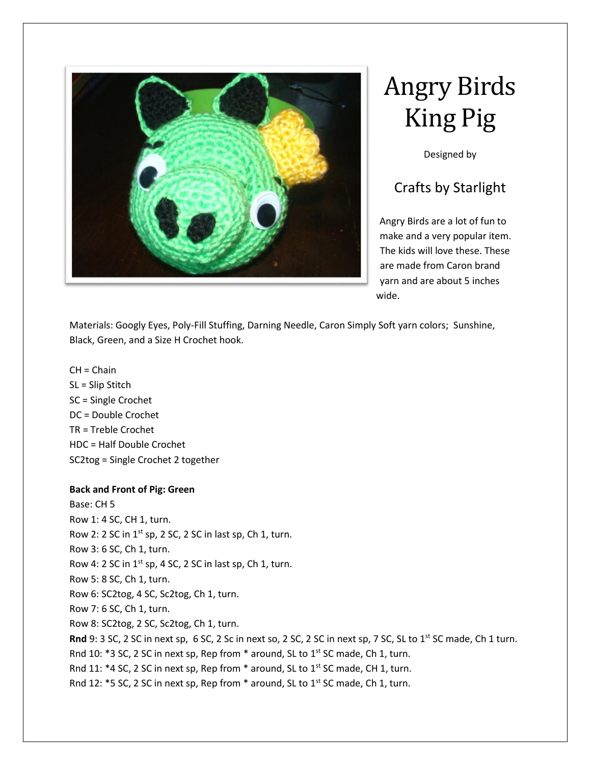# Angry Birds King Pig

Designed by

## Crafts by Starlight

Angry Birds are a lot of fun to make and a very popular item. The kids will love these. These are made from Caron brand yarn and are about 5 inches wide.

Materials: Googly Eyes, Poly-Fill Stuffing, Darning Needle, Caron Simply Soft yarn colors; Sunshine, Black, Green, and a Size H Crochet hook.

CH = Chain
SL = Slip Stitch
SC = Single Crochet
DC = Double Crochet
TR = Treble Crochet
HDC = Half Double Crochet
SC2tog = Single Crochet 2 together

**Back and Front of Pig: Green**

Base: CH 5
Row 1: 4 SC, CH 1, turn.
Row 2: 2 SC in 1st sp, 2 SC, 2 SC in last sp, Ch 1, turn.
Row 3: 6 SC, Ch 1, turn.
Row 4: 2 SC in 1st sp, 4 SC, 2 SC in last sp, Ch 1, turn.
Row 5: 8 SC, Ch 1, turn.
Row 6: SC2tog, 4 SC, Sc2tog, Ch 1, turn.
Row 7: 6 SC, Ch 1, turn.
Row 8: SC2tog, 2 SC, Sc2tog, Ch 1, turn.
**Rnd** 9: 3 SC, 2 SC in next sp, 6 SC, 2 Sc in next so, 2 SC, 2 SC in next sp, 7 SC, SL to 1st SC made, Ch 1 turn.
Rnd 10: *3 SC, 2 SC in next sp, Rep from * around, SL to 1st SC made, Ch 1, turn.
Rnd 11: *4 SC, 2 SC in next sp, Rep from * around, SL to 1st SC made, CH 1, turn.
Rnd 12: *5 SC, 2 SC in next sp, Rep from * around, SL to 1st SC made, Ch 1, turn.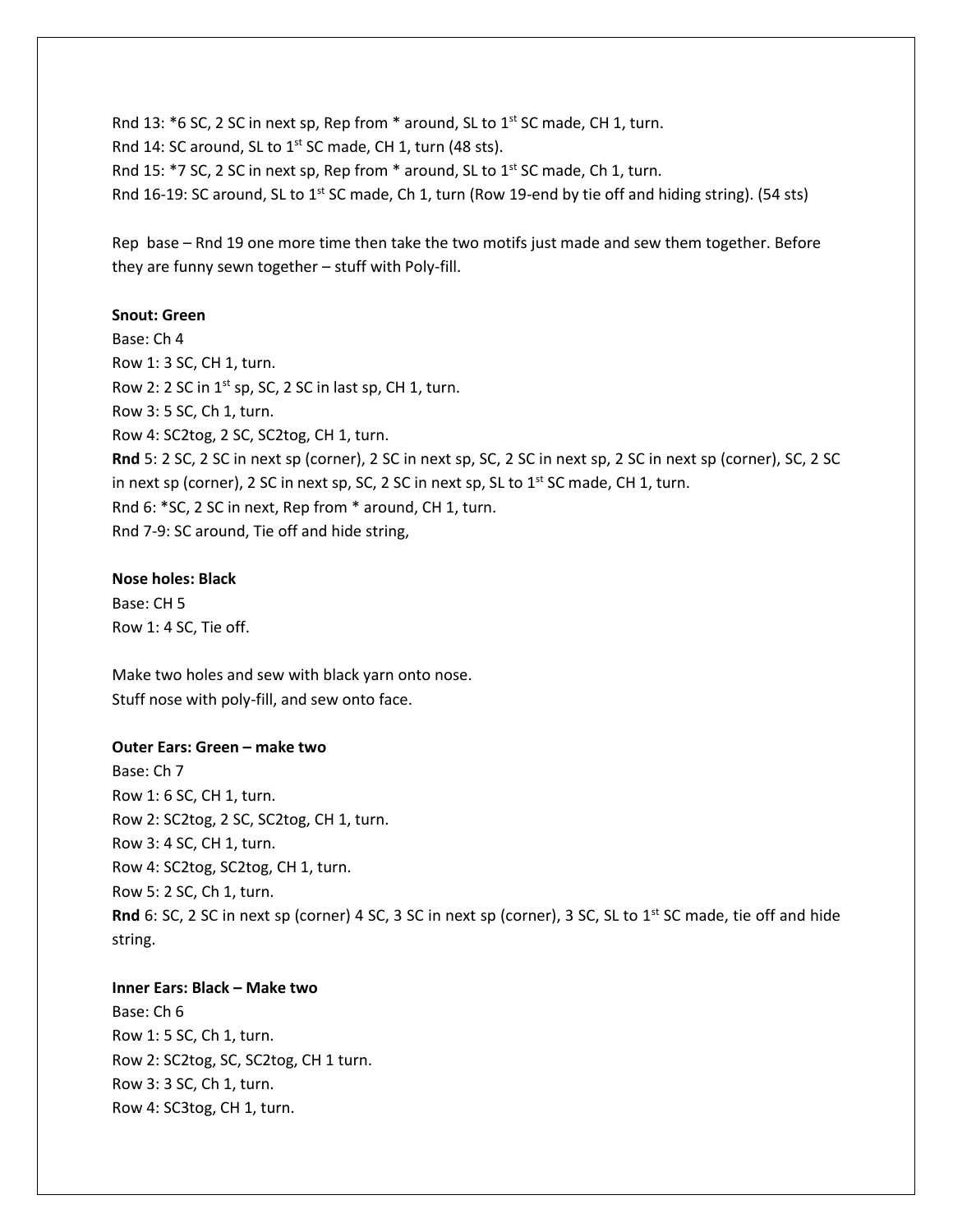Rnd 13: *6 SC, 2 SC in next sp, Rep from * around, SL to 1st SC made, CH 1, turn.
Rnd 14: SC around, SL to 1st SC made, CH 1, turn (48 sts).
Rnd 15: *7 SC, 2 SC in next sp, Rep from * around, SL to 1st SC made, Ch 1, turn.
Rnd 16-19: SC around, SL to 1st SC made, Ch 1, turn (Row 19-end by tie off and hiding string). (54 sts)

Rep base – Rnd 19 one more time then take the two motifs just made and sew them together. Before they are funny sewn together – stuff with Poly-fill.

**Snout: Green**
Base: Ch 4
Row 1: 3 SC, CH 1, turn.
Row 2: 2 SC in 1st sp, SC, 2 SC in last sp, CH 1, turn.
Row 3: 5 SC, Ch 1, turn.
Row 4: SC2tog, 2 SC, SC2tog, CH 1, turn.
**Rnd** 5: 2 SC, 2 SC in next sp (corner), 2 SC in next sp, SC, 2 SC in next sp, 2 SC in next sp (corner), SC, 2 SC in next sp (corner), 2 SC in next sp, SC, 2 SC in next sp, SL to 1st SC made, CH 1, turn.
Rnd 6: *SC, 2 SC in next, Rep from * around, CH 1, turn.
Rnd 7-9: SC around, Tie off and hide string,

**Nose holes: Black**
Base: CH 5
Row 1: 4 SC, Tie off.

Make two holes and sew with black yarn onto nose.
Stuff nose with poly-fill, and sew onto face.

**Outer Ears: Green – make two**
Base: Ch 7
Row 1: 6 SC, CH 1, turn.
Row 2: SC2tog, 2 SC, SC2tog, CH 1, turn.
Row 3: 4 SC, CH 1, turn.
Row 4: SC2tog, SC2tog, CH 1, turn.
Row 5: 2 SC, Ch 1, turn.
**Rnd** 6: SC, 2 SC in next sp (corner) 4 SC, 3 SC in next sp (corner), 3 SC, SL to 1st SC made, tie off and hide string.

**Inner Ears: Black – Make two**
Base: Ch 6
Row 1: 5 SC, Ch 1, turn.
Row 2: SC2tog, SC, SC2tog, CH 1 turn.
Row 3: 3 SC, Ch 1, turn.
Row 4: SC3tog, CH 1, turn.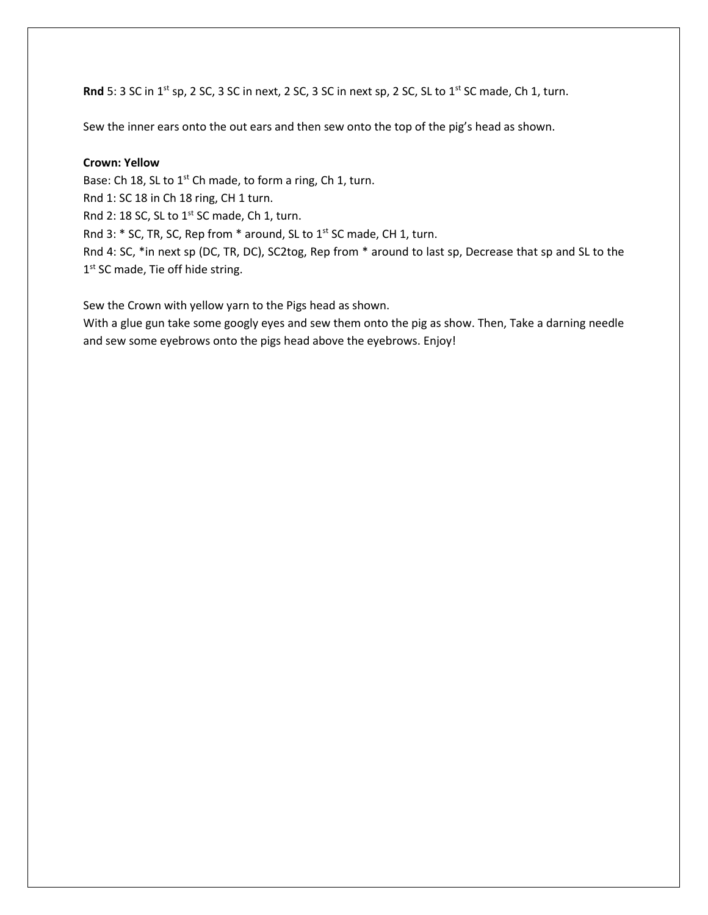**Rnd** 5: 3 SC in 1st sp, 2 SC, 3 SC in next, 2 SC, 3 SC in next sp, 2 SC, SL to 1st SC made, Ch 1, turn.

Sew the inner ears onto the out ears and then sew onto the top of the pig's head as shown.

**Crown: Yellow**

Base: Ch 18, SL to 1st Ch made, to form a ring, Ch 1, turn.
Rnd 1: SC 18 in Ch 18 ring, CH 1 turn.
Rnd 2: 18 SC, SL to 1st SC made, Ch 1, turn.
Rnd 3: * SC, TR, SC, Rep from * around, SL to 1st SC made, CH 1, turn.
Rnd 4: SC, *in next sp (DC, TR, DC), SC2tog, Rep from * around to last sp, Decrease that sp and SL to the 1st SC made, Tie off hide string.

Sew the Crown with yellow yarn to the Pigs head as shown.
With a glue gun take some googly eyes and sew them onto the pig as show. Then, Take a darning needle and sew some eyebrows onto the pigs head above the eyebrows. Enjoy!